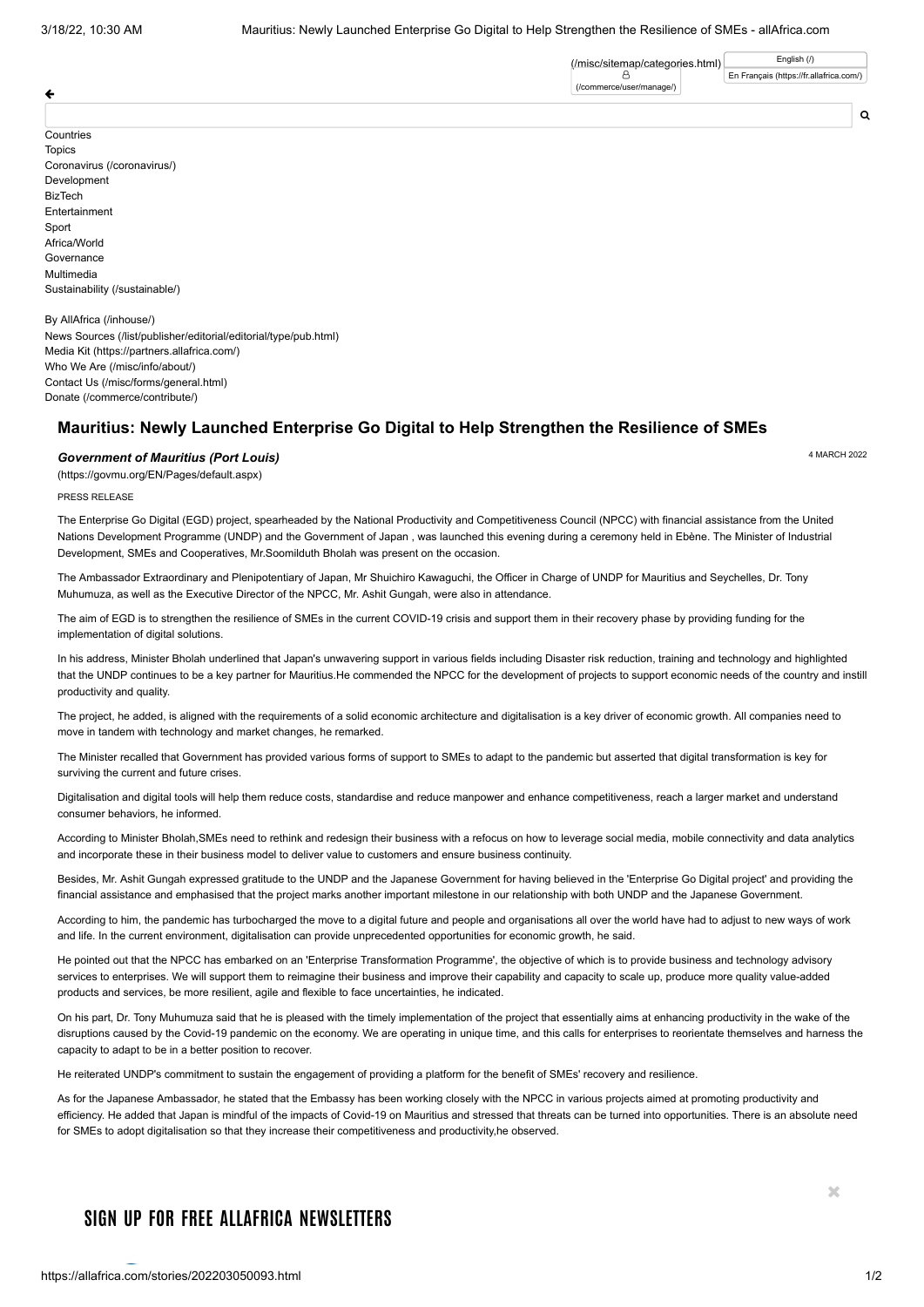(/misc/sitemap/categories.html)
(/commerce/user/manage/)

English (/)
En Français (https://fr.allafrica.com/)

Countries
Topics
Coronavirus (/coronavirus/)
Development
BizTech
Entertainment
Sport
Africa/World
Governance
Multimedia
Sustainability (/sustainable/)

By AllAfrica (/inhouse/)
News Sources (/list/publisher/editorial/editorial/type/pub.html)
Media Kit (https://partners.allafrica.com/)
Who We Are (/misc/info/about/)
Contact Us (/misc/forms/general.html)
Donate (/commerce/contribute/)

# Mauritius: Newly Launched Enterprise Go Digital to Help Strengthen the Resilience of SMEs

***Government of Mauritius (Port Louis)***

(https://govmu.org/EN/Pages/default.aspx)

4 MARCH 2022

PRESS RELEASE

The Enterprise Go Digital (EGD) project, spearheaded by the National Productivity and Competitiveness Council (NPCC) with financial assistance from the United Nations Development Programme (UNDP) and the Government of Japan , was launched this evening during a ceremony held in Ebène. The Minister of Industrial Development, SMEs and Cooperatives, Mr.Soomilduth Bholah was present on the occasion.

The Ambassador Extraordinary and Plenipotentiary of Japan, Mr Shuichiro Kawaguchi, the Officer in Charge of UNDP for Mauritius and Seychelles, Dr. Tony Muhumuza, as well as the Executive Director of the NPCC, Mr. Ashit Gungah, were also in attendance.

The aim of EGD is to strengthen the resilience of SMEs in the current COVID-19 crisis and support them in their recovery phase by providing funding for the implementation of digital solutions.

In his address, Minister Bholah underlined that Japan's unwavering support in various fields including Disaster risk reduction, training and technology and highlighted that the UNDP continues to be a key partner for Mauritius.He commended the NPCC for the development of projects to support economic needs of the country and instill productivity and quality.

The project, he added, is aligned with the requirements of a solid economic architecture and digitalisation is a key driver of economic growth. All companies need to move in tandem with technology and market changes, he remarked.

The Minister recalled that Government has provided various forms of support to SMEs to adapt to the pandemic but asserted that digital transformation is key for surviving the current and future crises.

Digitalisation and digital tools will help them reduce costs, standardise and reduce manpower and enhance competitiveness, reach a larger market and understand consumer behaviors, he informed.

According to Minister Bholah,SMEs need to rethink and redesign their business with a refocus on how to leverage social media, mobile connectivity and data analytics and incorporate these in their business model to deliver value to customers and ensure business continuity.

Besides, Mr. Ashit Gungah expressed gratitude to the UNDP and the Japanese Government for having believed in the 'Enterprise Go Digital project' and providing the financial assistance and emphasised that the project marks another important milestone in our relationship with both UNDP and the Japanese Government.

According to him, the pandemic has turbocharged the move to a digital future and people and organisations all over the world have had to adjust to new ways of work and life. In the current environment, digitalisation can provide unprecedented opportunities for economic growth, he said.

He pointed out that the NPCC has embarked on an 'Enterprise Transformation Programme', the objective of which is to provide business and technology advisory services to enterprises. We will support them to reimagine their business and improve their capability and capacity to scale up, produce more quality value-added products and services, be more resilient, agile and flexible to face uncertainties, he indicated.

On his part, Dr. Tony Muhumuza said that he is pleased with the timely implementation of the project that essentially aims at enhancing productivity in the wake of the disruptions caused by the Covid-19 pandemic on the economy. We are operating in unique time, and this calls for enterprises to reorientate themselves and harness the capability to adapt to be in a better position to recover.

He reiterated UNDP's commitment to sustain the engagement of providing a platform for the benefit of SMEs' recovery and resilience.

As for the Japanese Ambassador, he stated that the Embassy has been working closely with the NPCC in various projects aimed at promoting productivity and efficiency. He added that Japan is mindful of the impacts of Covid-19 on Mauritius and stressed that threats can be turned into opportunities. There is an absolute need for SMEs to adopt digitalisation so that they increase their competitiveness and productivity,he observed.

## SIGN UP FOR FREE ALLAFRICA NEWSLETTERS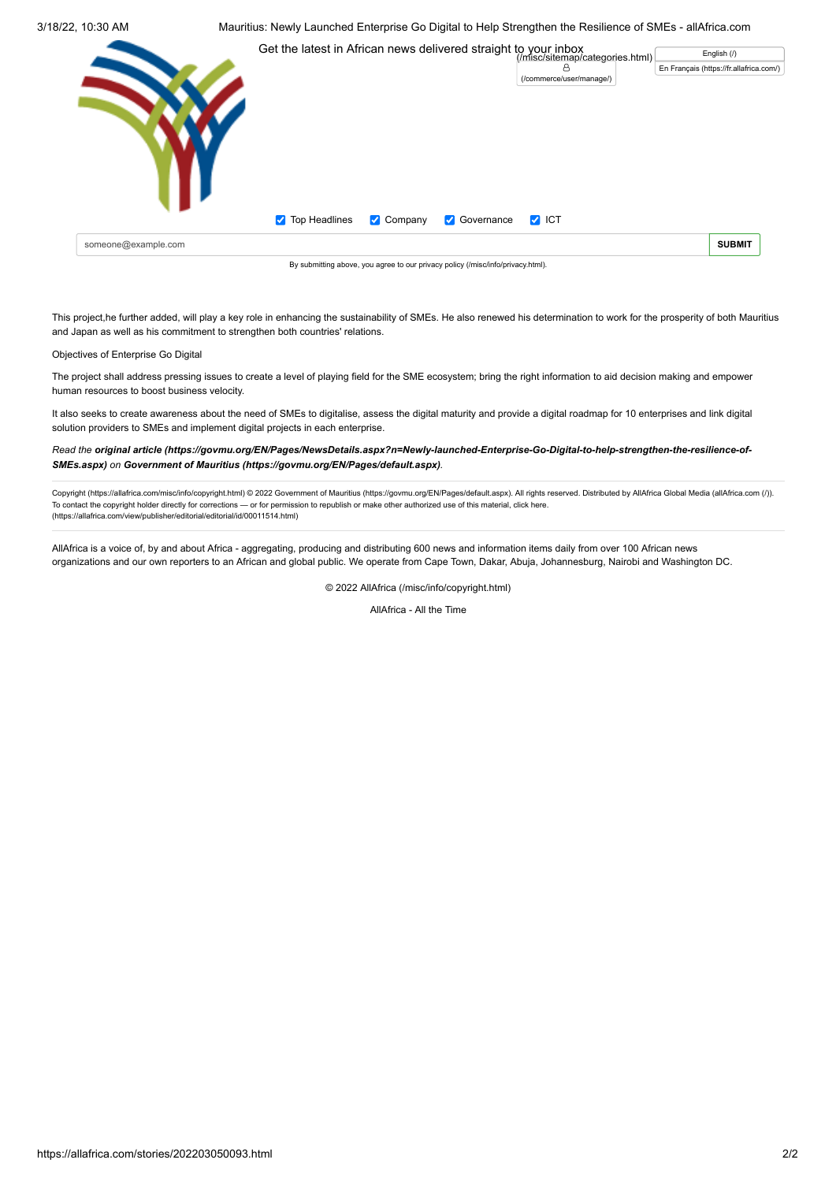Get the latest in African news delivered straight to your inbox

(/misc/sitemap/categories.html) (/commerce/user/manage/) English (/) En Français (https://fr.allafrica.com/)

- [x] Top Headlines
- [x] Company
- [x] Governance
- [x] ICT

someone@example.com **SUBMIT**

By submitting above, you agree to our privacy policy (/misc/info/privacy.html).

This project,he further added, will play a key role in enhancing the sustainability of SMEs. He also renewed his determination to work for the prosperity of both Mauritius and Japan as well as his commitment to strengthen both countries' relations.

Objectives of Enterprise Go Digital

The project shall address pressing issues to create a level of playing field for the SME ecosystem; bring the right information to aid decision making and empower human resources to boost business velocity.

It also seeks to create awareness about the need of SMEs to digitalise, assess the digital maturity and provide a digital roadmap for 10 enterprises and link digital solution providers to SMEs and implement digital projects in each enterprise.

*Read the **original article (https://govmu.org/EN/Pages/NewsDetails.aspx?n=Newly-launched-Enterprise-Go-Digital-to-help-strengthen-the-resilience-of-SMEs.aspx)** on **Government of Mauritius (https://govmu.org/EN/Pages/default.aspx)**.*

Copyright (https://allafrica.com/misc/info/copyright.html) © 2022 Government of Mauritius (https://govmu.org/EN/Pages/default.aspx). All rights reserved. Distributed by AllAfrica Global Media (allAfrica.com (/)). To contact the copyright holder directly for corrections — or for permission to republish or make other authorized use of this material, click here. (https://allafrica.com/view/publisher/editorial/editorial/id/00011514.html)

AllAfrica is a voice of, by and about Africa - aggregating, producing and distributing 600 news and information items daily from over 100 African news organizations and our own reporters to an African and global public. We operate from Cape Town, Dakar, Abuja, Johannesburg, Nairobi and Washington DC.

© 2022 AllAfrica (/misc/info/copyright.html)

AllAfrica - All the Time